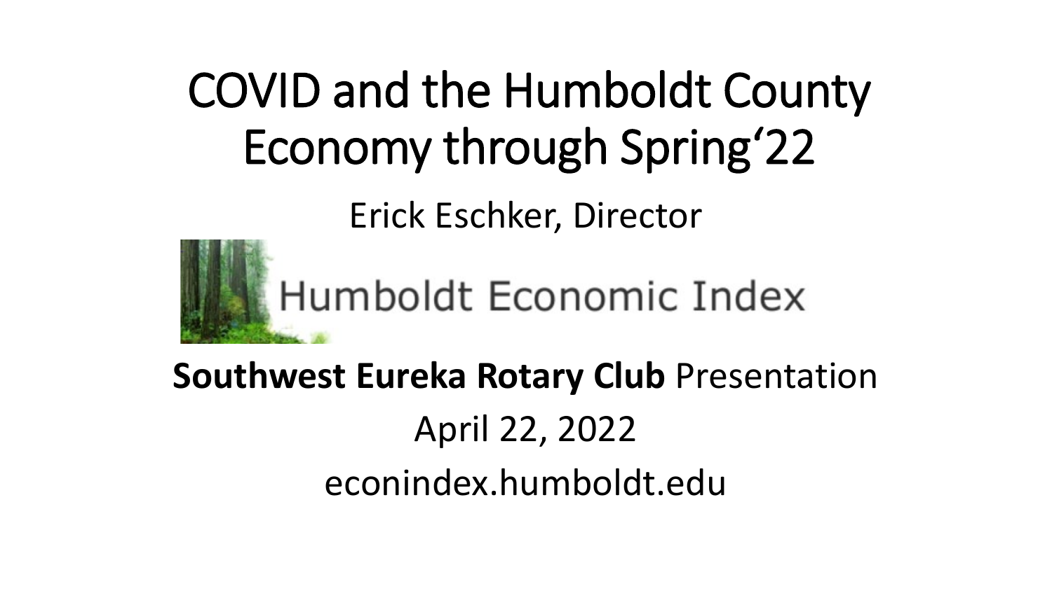# COVID and the Humboldt County Economy through Spring'22

Erick Eschker, Director

Humboldt Economic Index

**Southwest Eureka Rotary Club** Presentation

April 22, 2022

econindex.humboldt.edu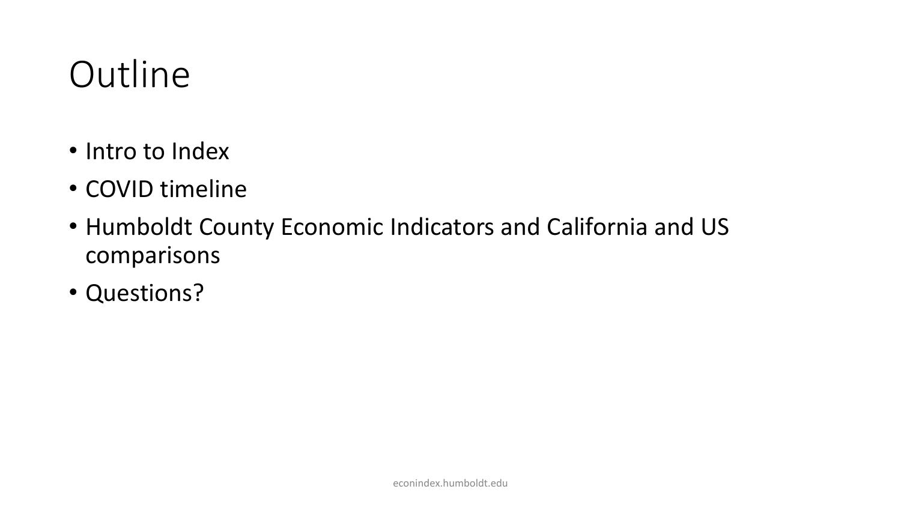# Outline

- Intro to Index
- COVID timeline
- Humboldt County Economic Indicators and California and US comparisons
- Questions?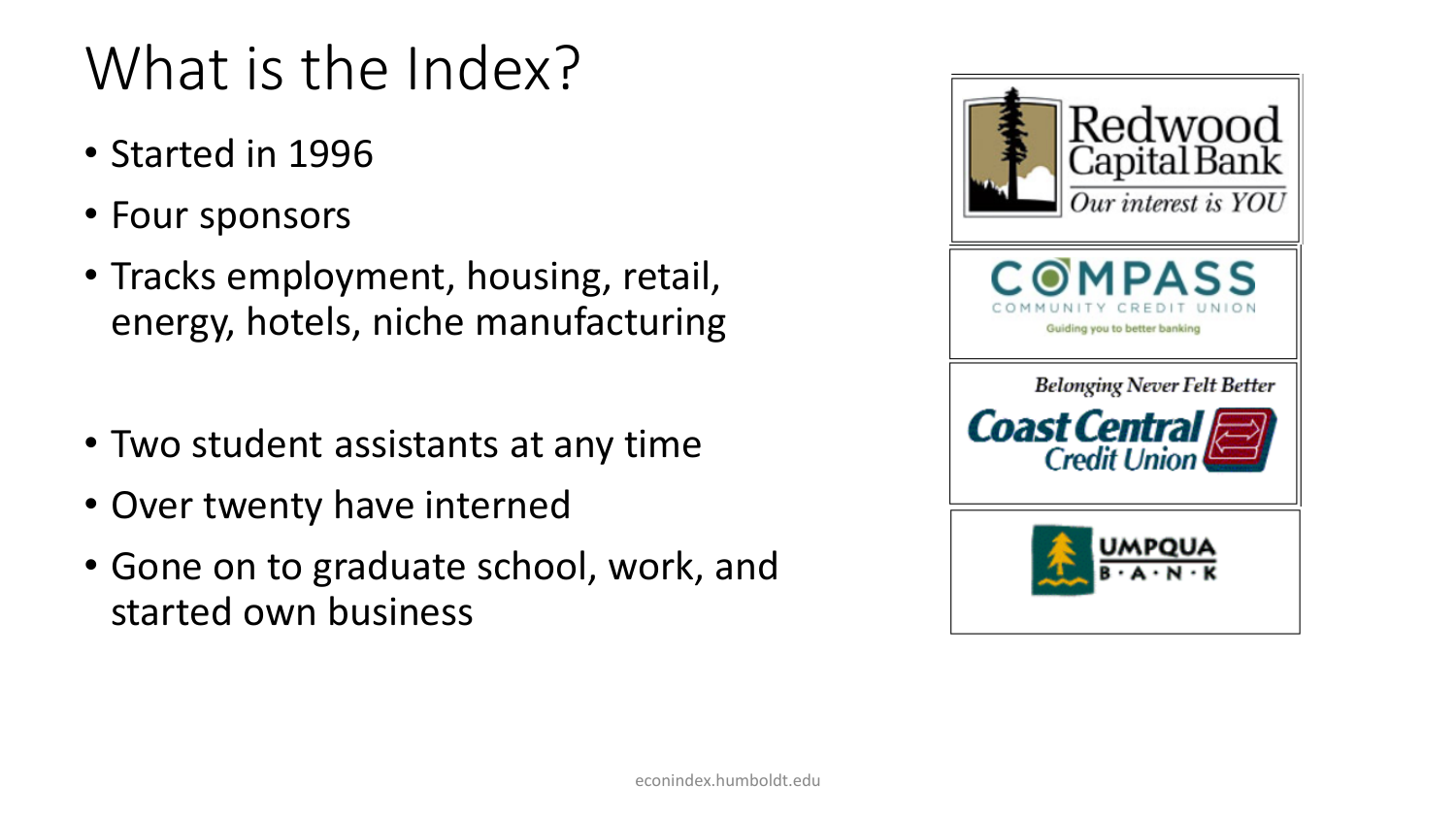# What is the Index?

- Started in 1996
- Four sponsors
- Tracks employment, housing, retail, energy, hotels, niche manufacturing

- Two student assistants at any time
- Over twenty have interned
- Gone on to graduate school, work, and started own business

Redwood Capital Bank — *Our interest is YOU*

COMPASS COMMUNITY CREDIT UNION — Guiding you to better banking

*Belonging Never Felt Better* — Coast Central Credit Union

UMPQUA BANK

econindex.humboldt.edu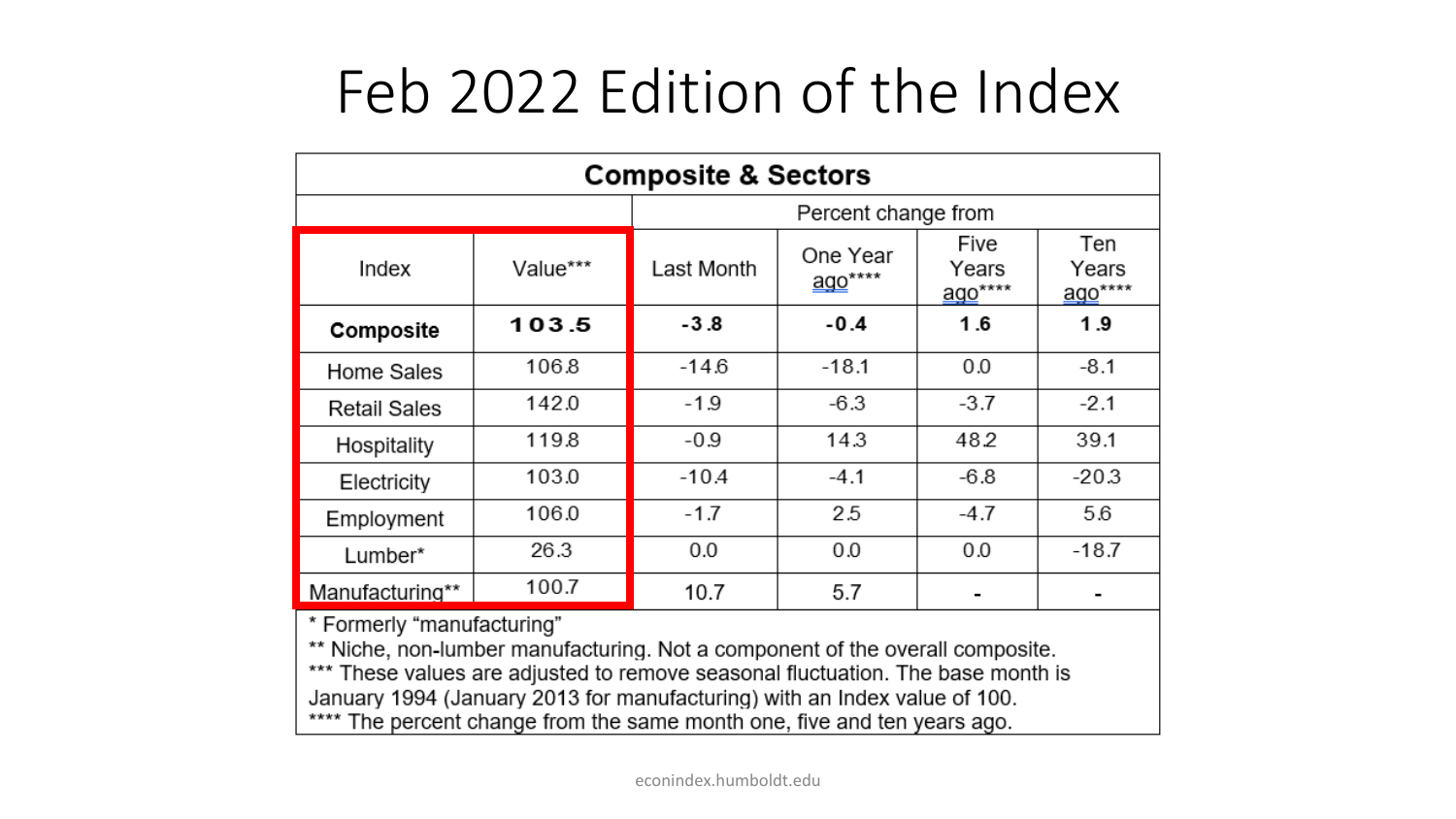# Feb 2022 Edition of the Index

| Composite & Sectors | | | | | | |
|---|---|---|---|---|---|---|
| | | Percent change from | | | | |
| Index | Value*** | Last Month | One Year ago**** | Five Years ago**** | Ten Years ago**** |
| **Composite** | **103.5** | **-3.8** | **-0.4** | **1.6** | **1.9** |
| Home Sales | 106.8 | -14.6 | -18.1 | 0.0 | -8.1 |
| Retail Sales | 142.0 | -1.9 | -6.3 | -3.7 | -2.1 |
| Hospitality | 119.8 | -0.9 | 14.3 | 48.2 | 39.1 |
| Electricity | 103.0 | -10.4 | -4.1 | -6.8 | -20.3 |
| Employment | 106.0 | -1.7 | 2.5 | -4.7 | 5.6 |
| Lumber* | 26.3 | 0.0 | 0.0 | 0.0 | -18.7 |
| Manufacturing** | 100.7 | 10.7 | 5.7 | - | - |

\* Formerly "manufacturing"

** Niche, non-lumber manufacturing. Not a component of the overall composite.

*** These values are adjusted to remove seasonal fluctuation. The base month is January 1994 (January 2013 for manufacturing) with an Index value of 100.

**** The percent change from the same month one, five and ten years ago.

econindex.humboldt.edu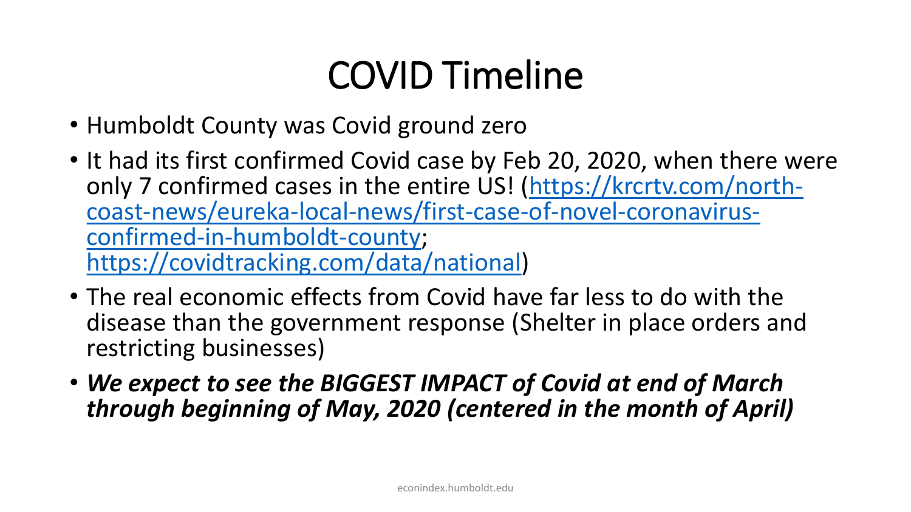# COVID Timeline

- Humboldt County was Covid ground zero
- It had its first confirmed Covid case by Feb 20, 2020, when there were only 7 confirmed cases in the entire US! ([https://krcrtv.com/north-coast-news/eureka-local-news/first-case-of-novel-coronavirus-confirmed-in-humboldt-county](https://krcrtv.com/north-coast-news/eureka-local-news/first-case-of-novel-coronavirus-confirmed-in-humboldt-county); [https://covidtracking.com/data/national](https://covidtracking.com/data/national))
- The real economic effects from Covid have far less to do with the disease than the government response (Shelter in place orders and restricting businesses)
- ***We expect to see the BIGGEST IMPACT of Covid at end of March through beginning of May, 2020 (centered in the month of April)***

econindex.humboldt.edu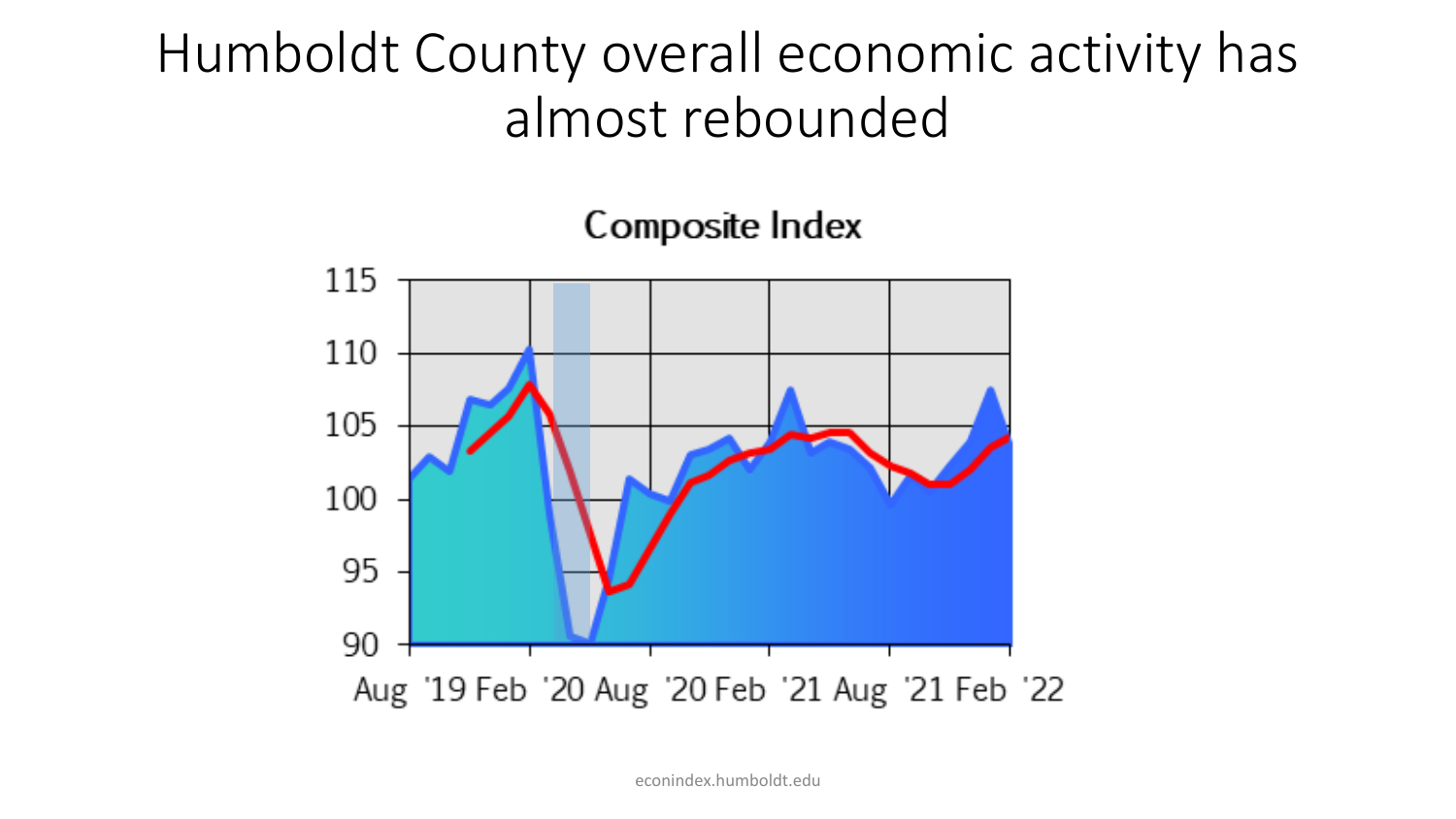# Humboldt County overall economic activity has almost rebounded

Composite Index

econindex.humboldt.edu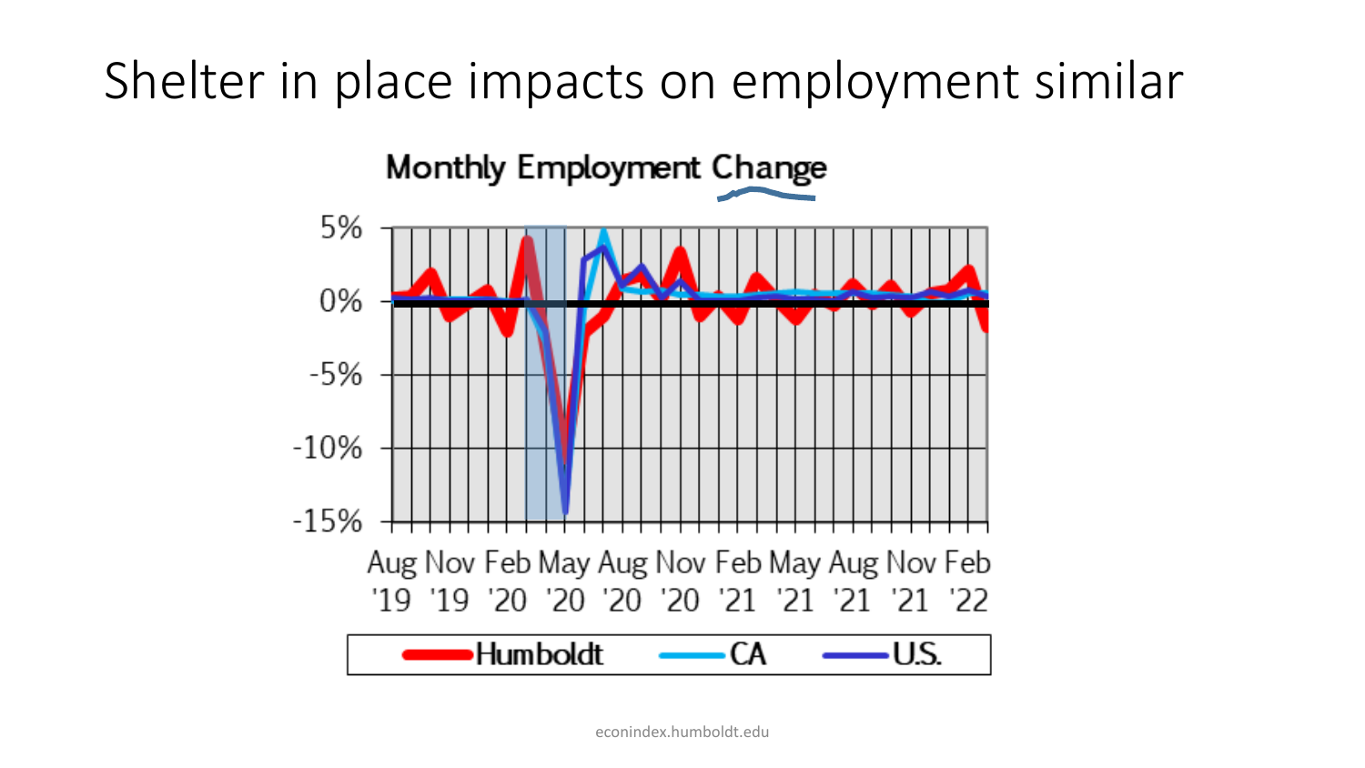# Shelter in place impacts on employment similar

**Monthly Employment Change**

5%

0%

-5%

-10%

-15%

Aug '19 Nov '19 Feb '20 May '20 Aug '20 Nov '20 Feb '21 May '21 Aug '21 Nov '21 Feb '22

Humboldt CA U.S.

econindex.humboldt.edu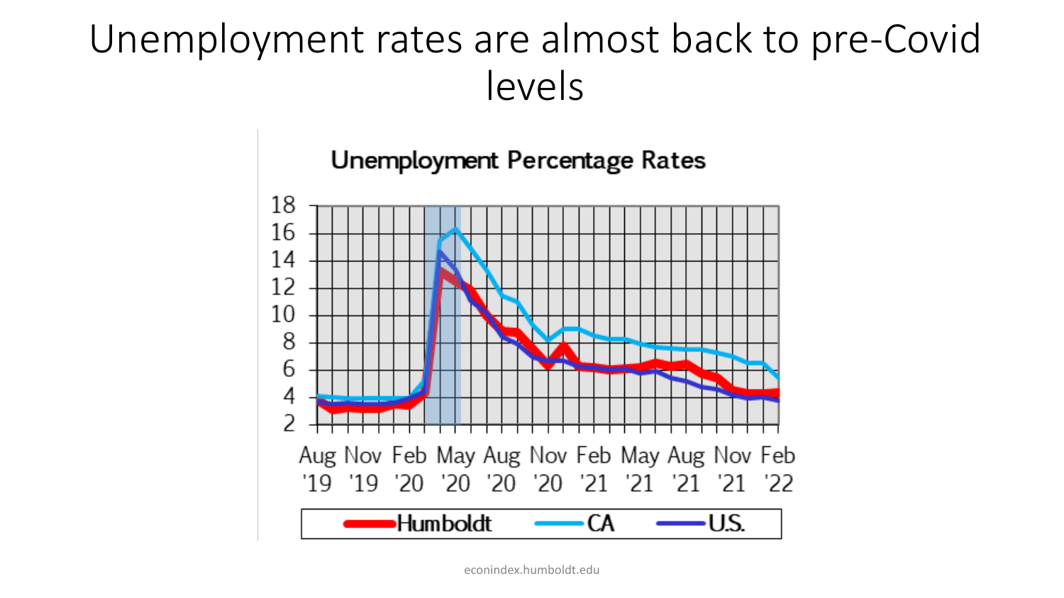# Unemployment rates are almost back to pre-Covid levels

**Unemployment Percentage Rates**

18
16
14
12
10
8
6
4
2

Aug '19 | Nov '19 | Feb '20 | May '20 | Aug '20 | Nov '20 | Feb '21 | May '21 | Aug '21 | Nov '21 | Feb '22

Humboldt | CA | U.S.

econindex.humboldt.edu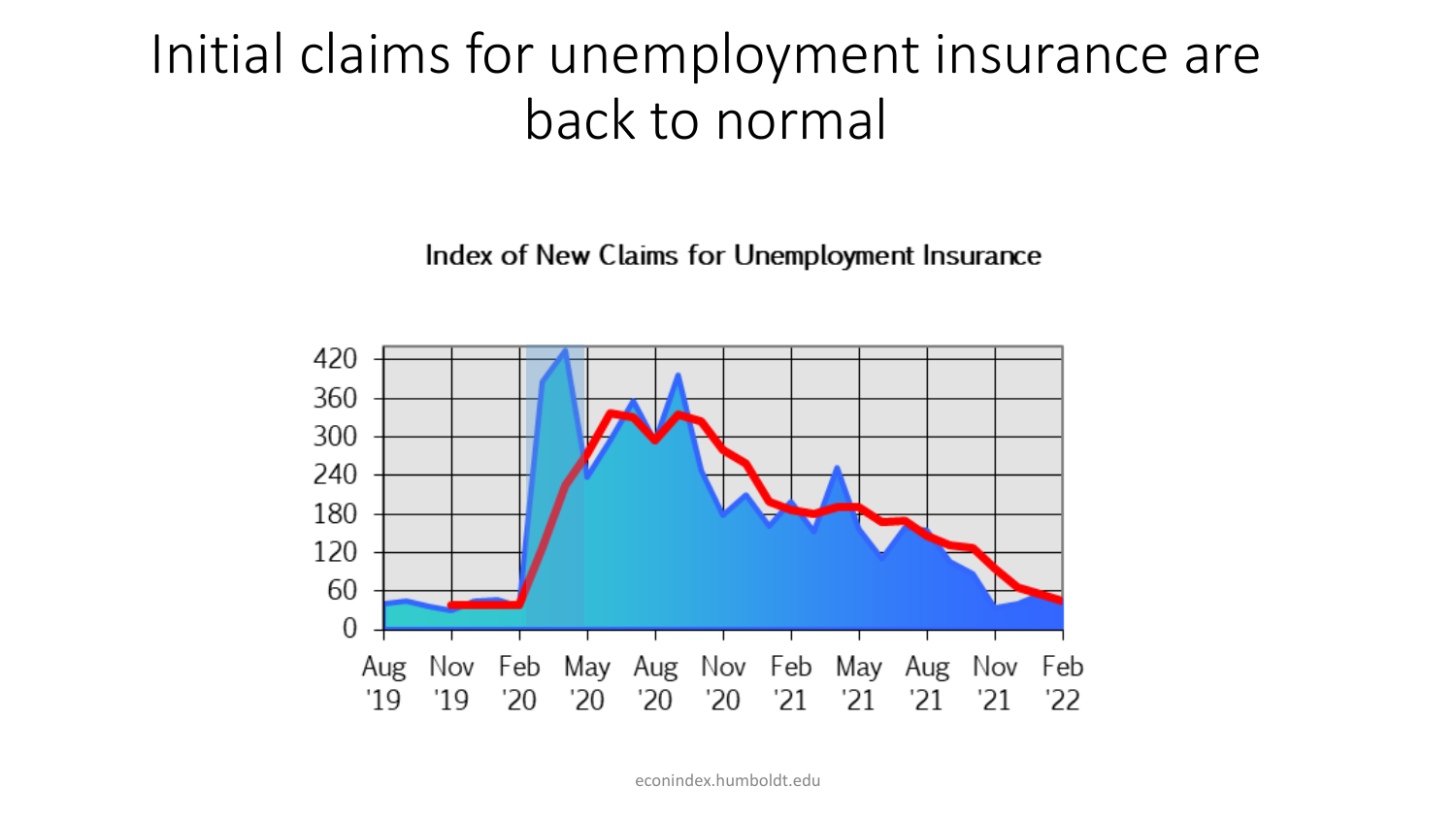# Initial claims for unemployment insurance are back to normal

Index of New Claims for Unemployment Insurance

econindex.humboldt.edu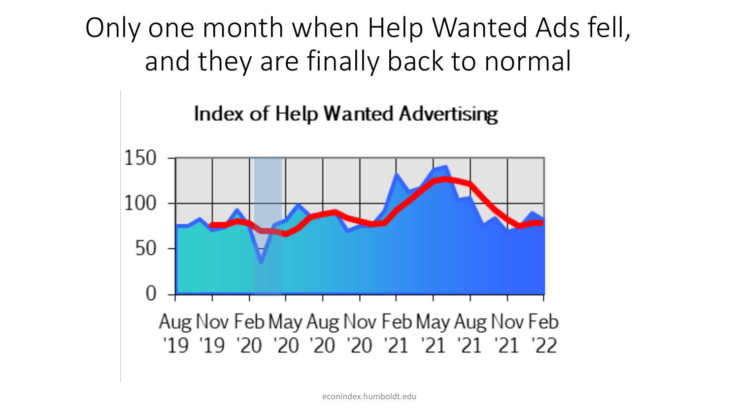# Only one month when Help Wanted Ads fell, and they are finally back to normal

**Index of Help Wanted Advertising**

150
100
50
0

Aug '19 | Nov '19 | Feb '20 | May '20 | Aug '20 | Nov '20 | Feb '21 | May '21 | Aug '21 | Nov '21 | Feb '22

econindex.humboldt.edu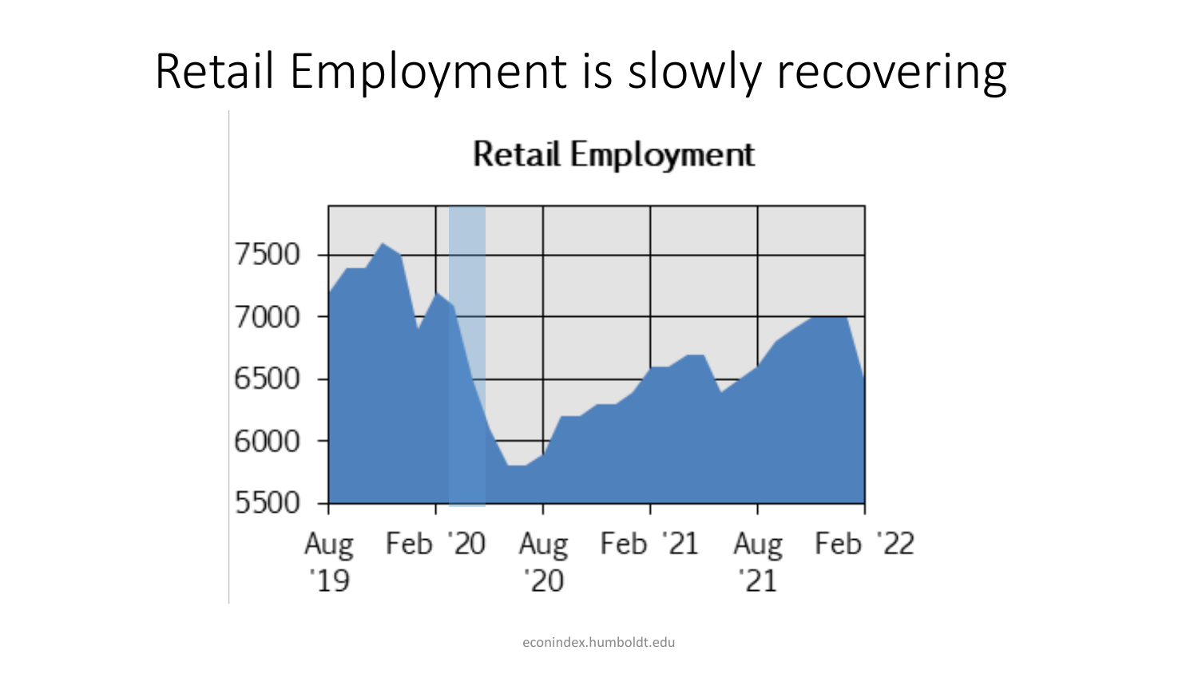# Retail Employment is slowly recovering

econindex.humboldt.edu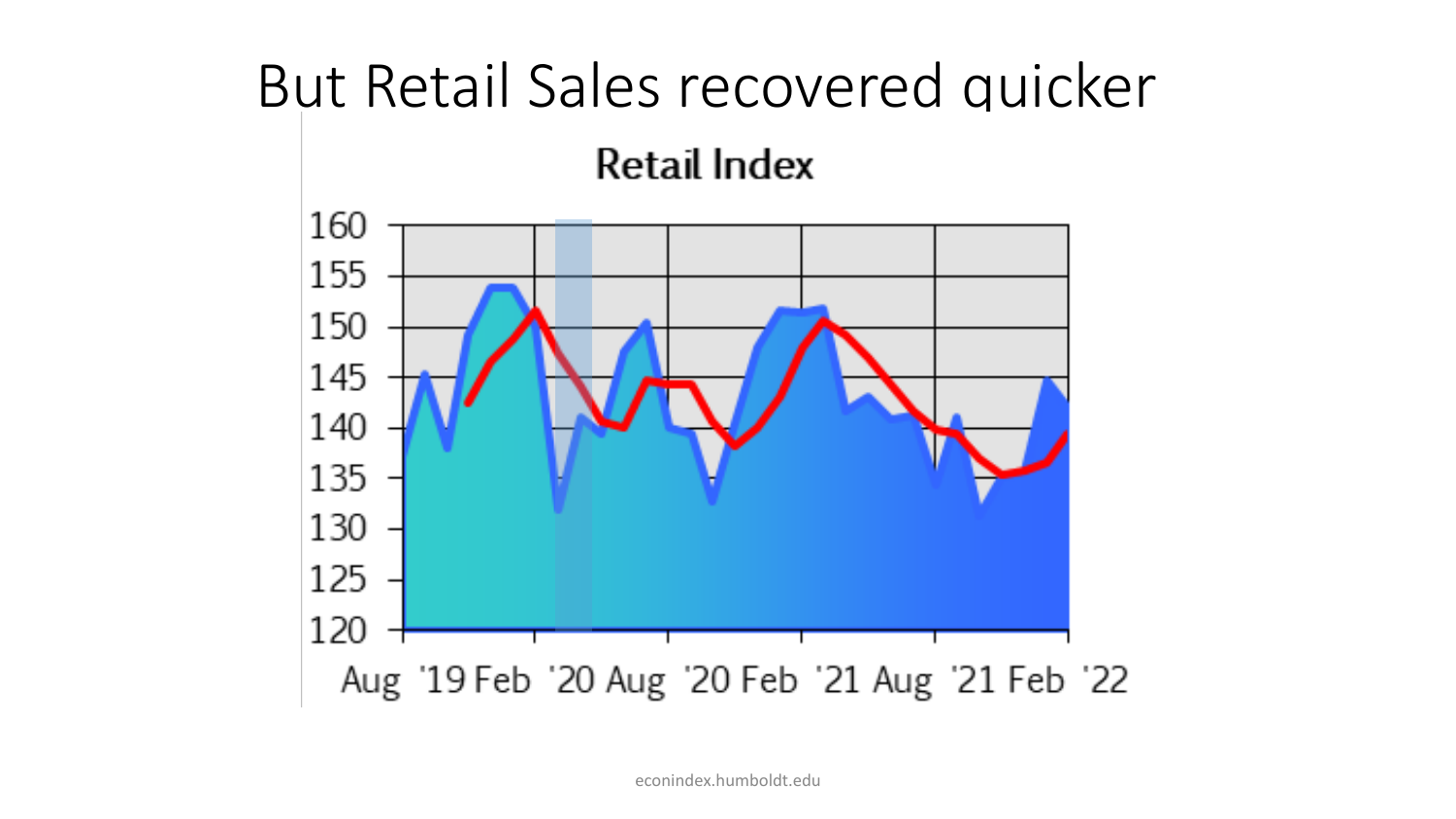# But Retail Sales recovered quicker

Retail Index

econindex.humboldt.edu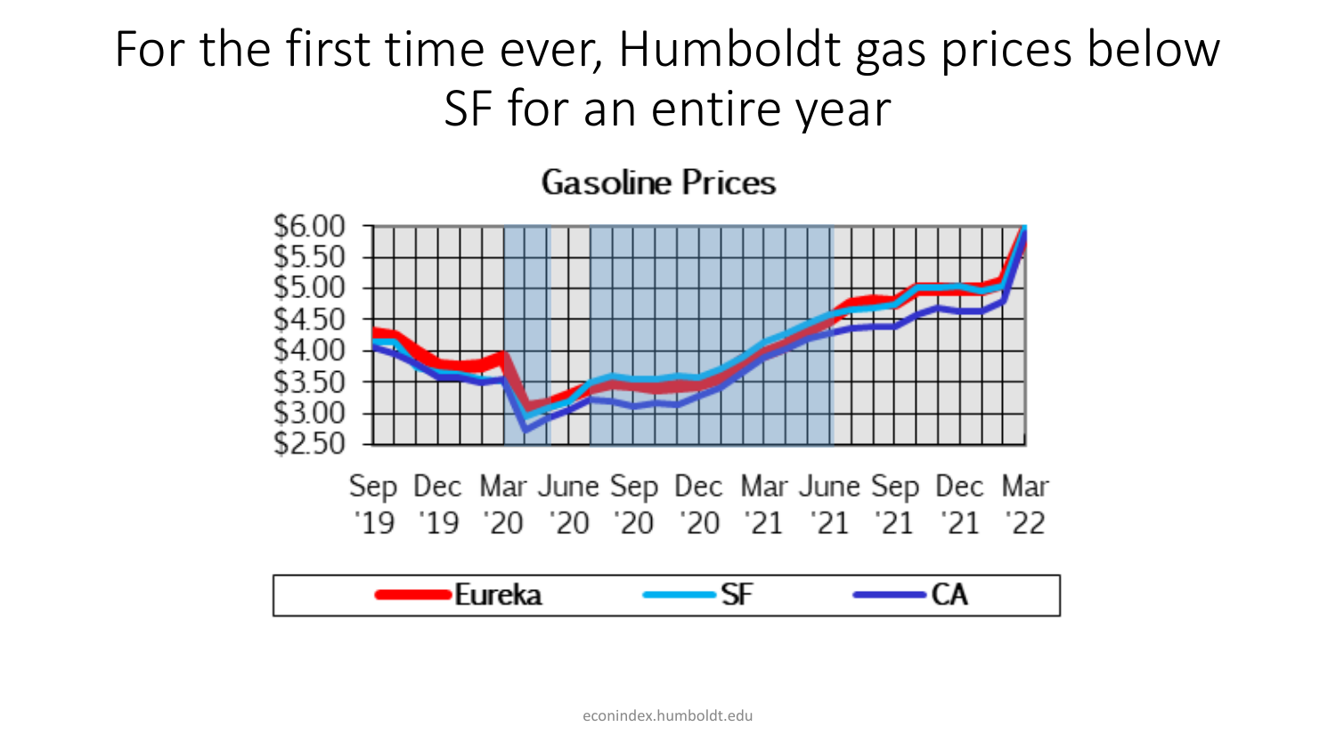# For the first time ever, Humboldt gas prices below SF for an entire year

**Gasoline Prices**

$6.00
$5.50
$5.00
$4.50
$4.00
$3.50
$3.00
$2.50

Sep '19 | Dec '19 | Mar '20 | June '20 | Sep '20 | Dec '20 | Mar '21 | June '21 | Sep '21 | Dec '21 | Mar '22

Eureka | SF | CA

econindex.humboldt.edu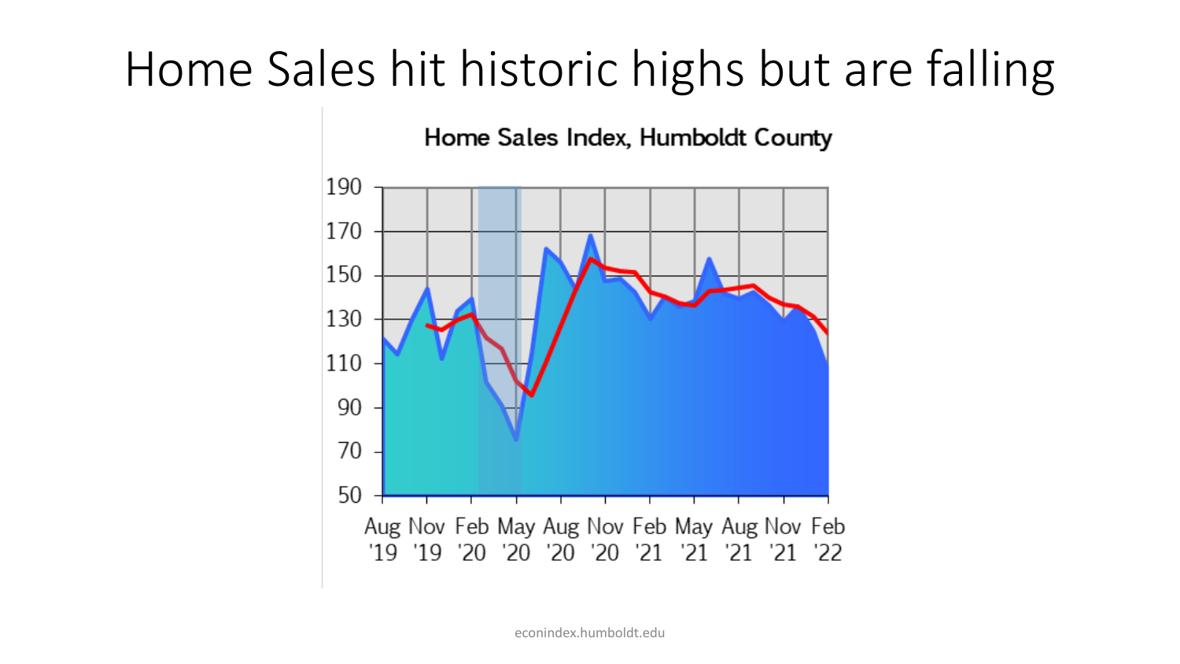# Home Sales hit historic highs but are falling

**Home Sales Index, Humboldt County**

190
170
150
130
110
90
70
50

Aug '19 | Nov '19 | Feb '20 | May '20 | Aug '20 | Nov '20 | Feb '21 | May '21 | Aug '21 | Nov '21 | Feb '22

econindex.humboldt.edu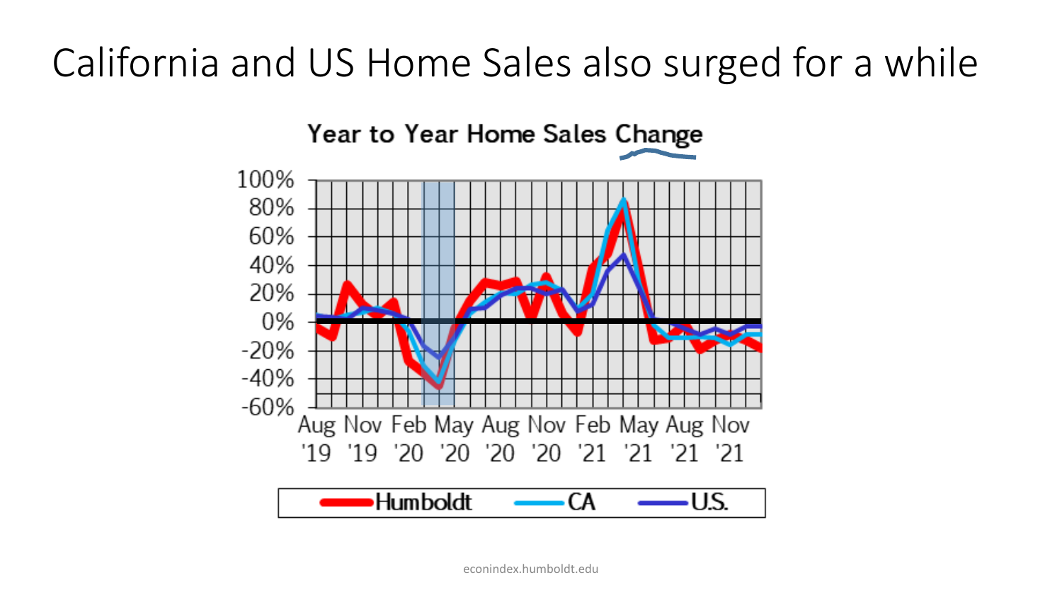# California and US Home Sales also surged for a while

**Year to Year Home Sales Change**

econindex.humboldt.edu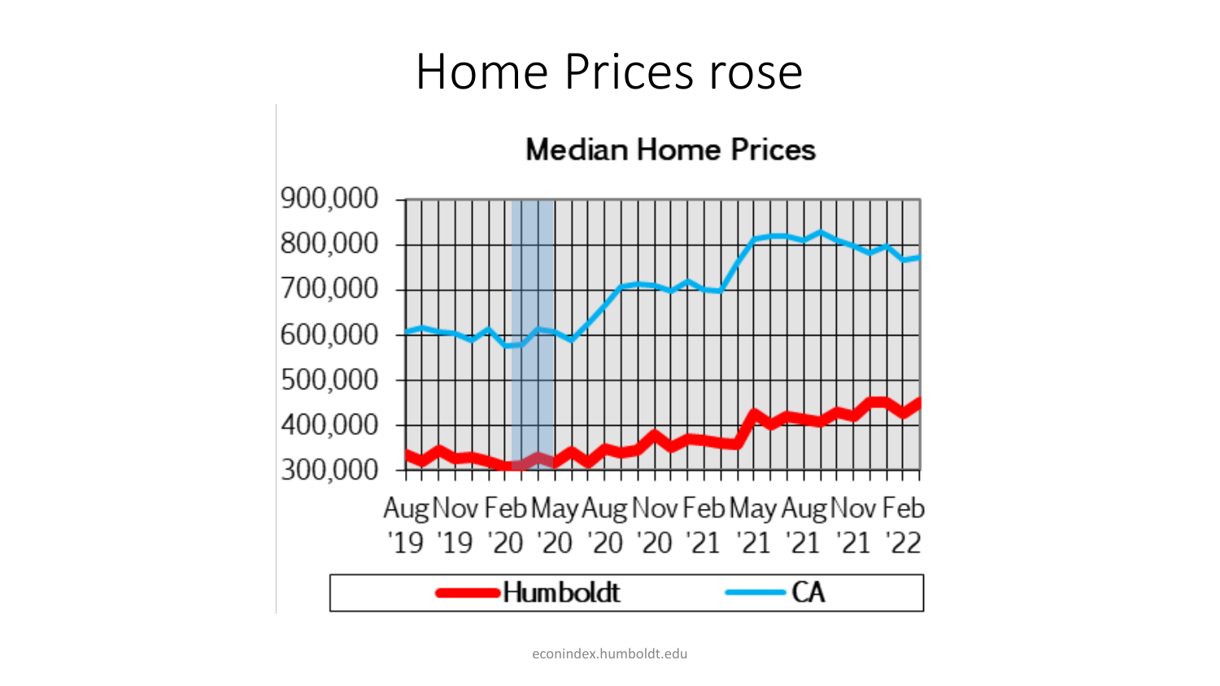# Home Prices rose

Median Home Prices

900,000
800,000
700,000
600,000
500,000
400,000
300,000

Aug '19 | Nov '19 | Feb '20 | May '20 | Aug '20 | Nov '20 | Feb '21 | May '21 | Aug '21 | Nov '21 | Feb '22

Humboldt | CA

econindex.humboldt.edu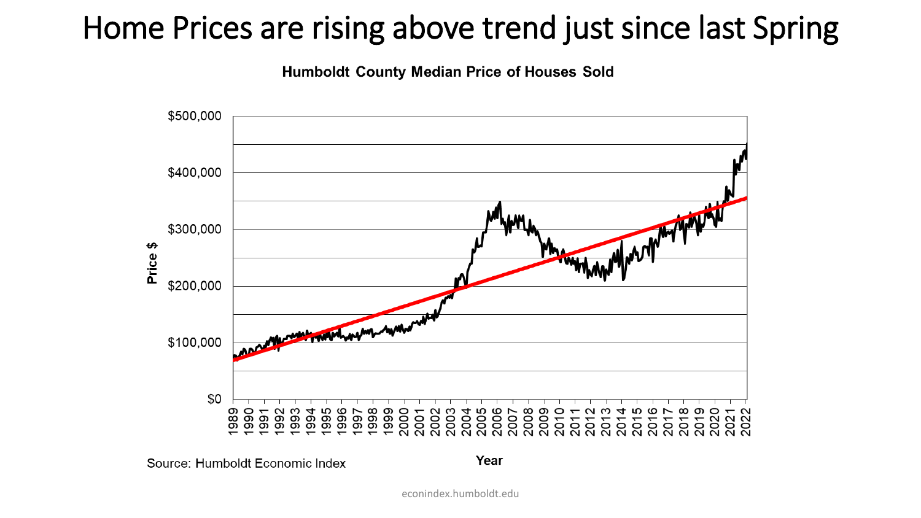# Home Prices are rising above trend just since last Spring

**Humboldt County Median Price of Houses Sold**

Source: Humboldt Economic Index

econindex.humboldt.edu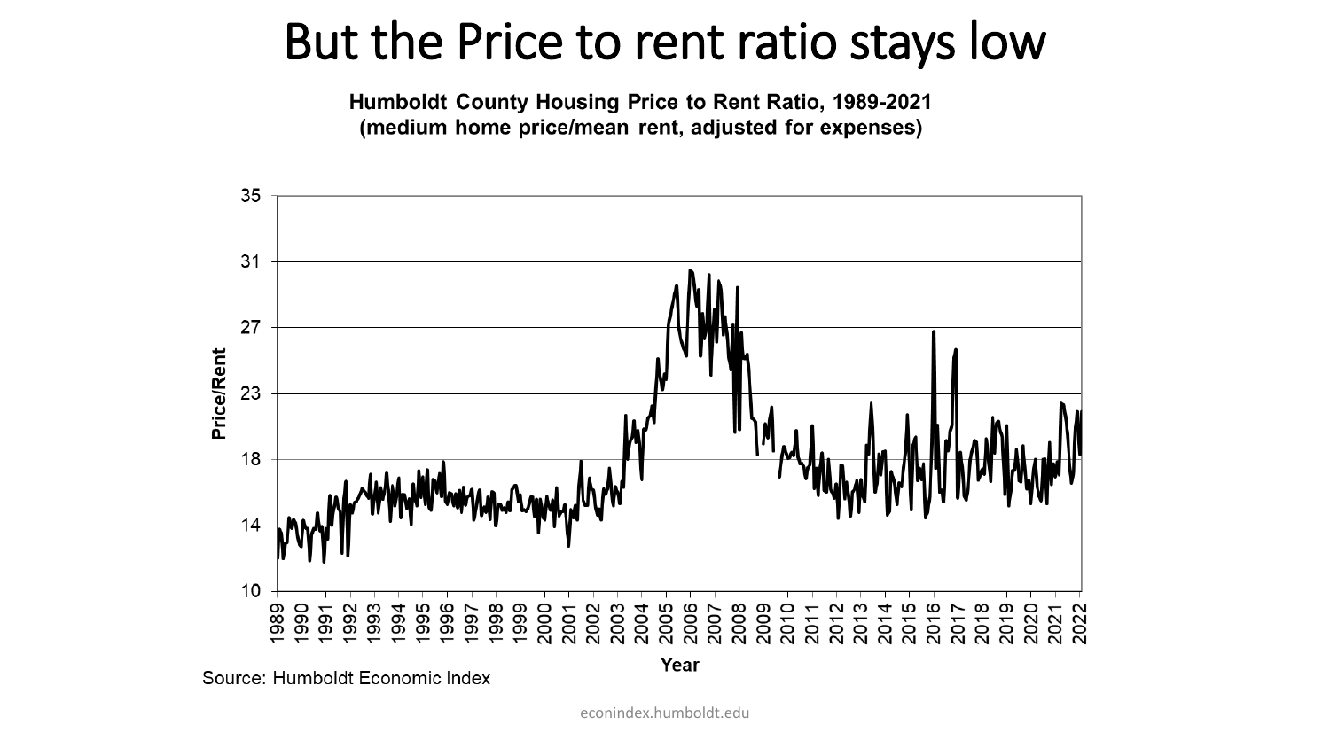# But the Price to rent ratio stays low

**Humboldt County Housing Price to Rent Ratio, 1989-2021**
**(medium home price/mean rent, adjusted for expenses)**

Source: Humboldt Economic Index

econindex.humboldt.edu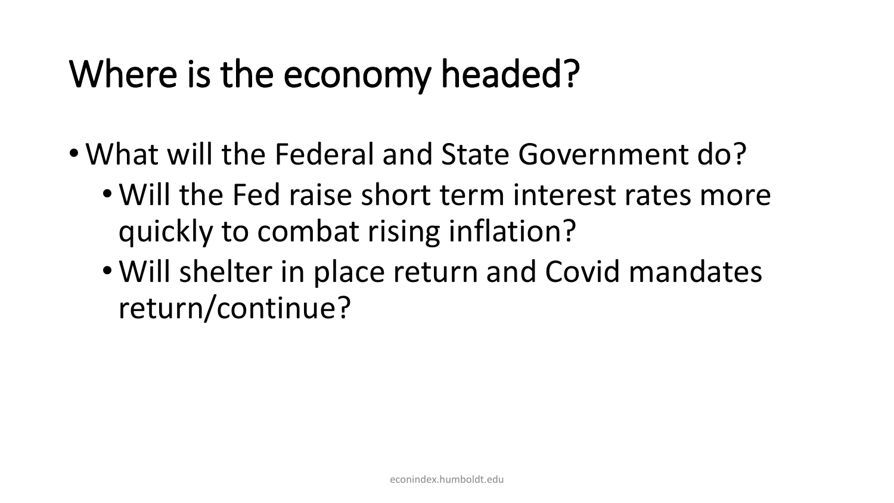# Where is the economy headed?

- What will the Federal and State Government do?
  - Will the Fed raise short term interest rates more quickly to combat rising inflation?
  - Will shelter in place return and Covid mandates return/continue?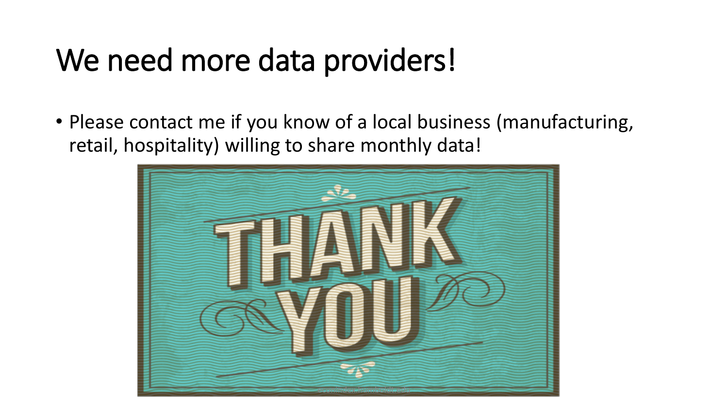# We need more data providers!

- Please contact me if you know of a local business (manufacturing, retail, hospitality) willing to share monthly data!